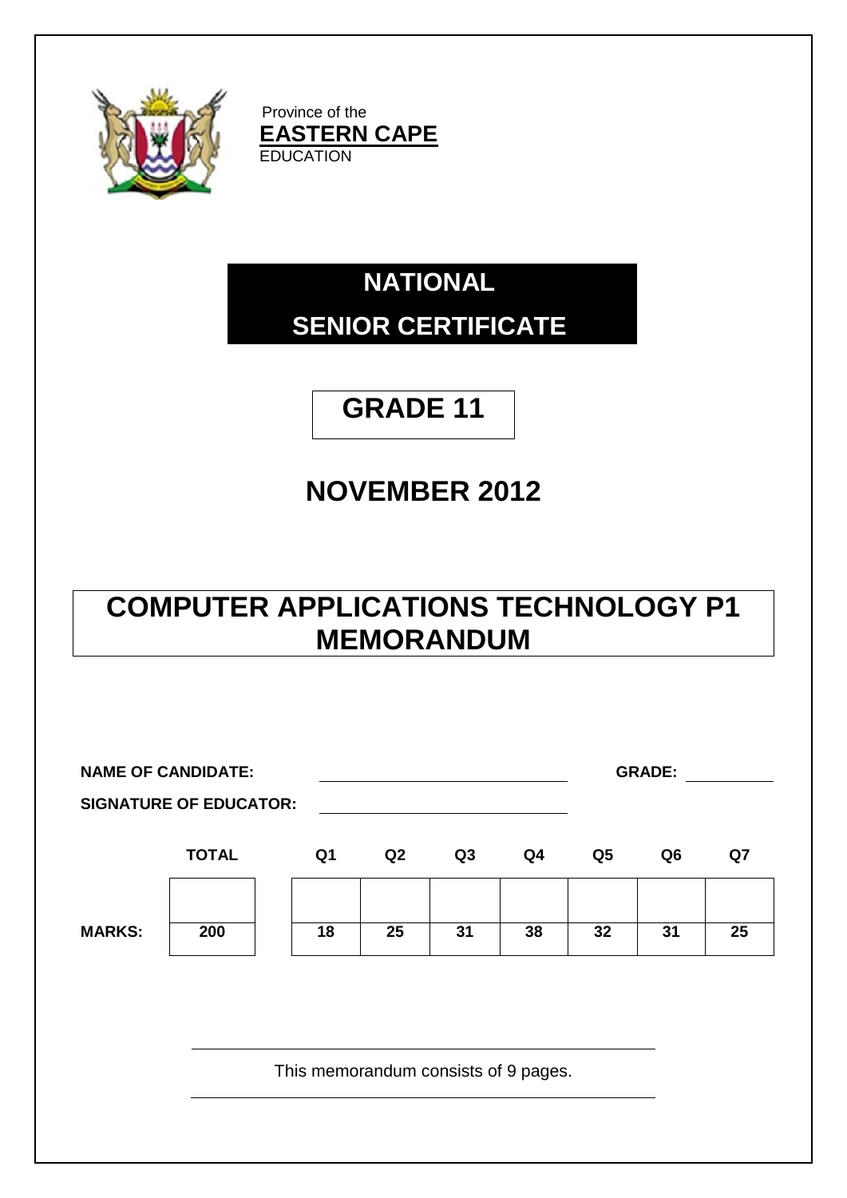Province of the
**EASTERN CAPE**
EDUCATION

# NATIONAL SENIOR CERTIFICATE

# GRADE 11

# NOVEMBER 2012

# COMPUTER APPLICATIONS TECHNOLOGY P1 MEMORANDUM

**NAME OF CANDIDATE:** ______________________ **GRADE:** __________

**SIGNATURE OF EDUCATOR:** ______________________

| | TOTAL | Q1 | Q2 | Q3 | Q4 | Q5 | Q6 | Q7 |
|---|---|---|---|---|---|---|---|---|
| | | | | | | | | |
| **MARKS:** | 200 | 18 | 25 | 31 | 38 | 32 | 31 | 25 |

This memorandum consists of 9 pages.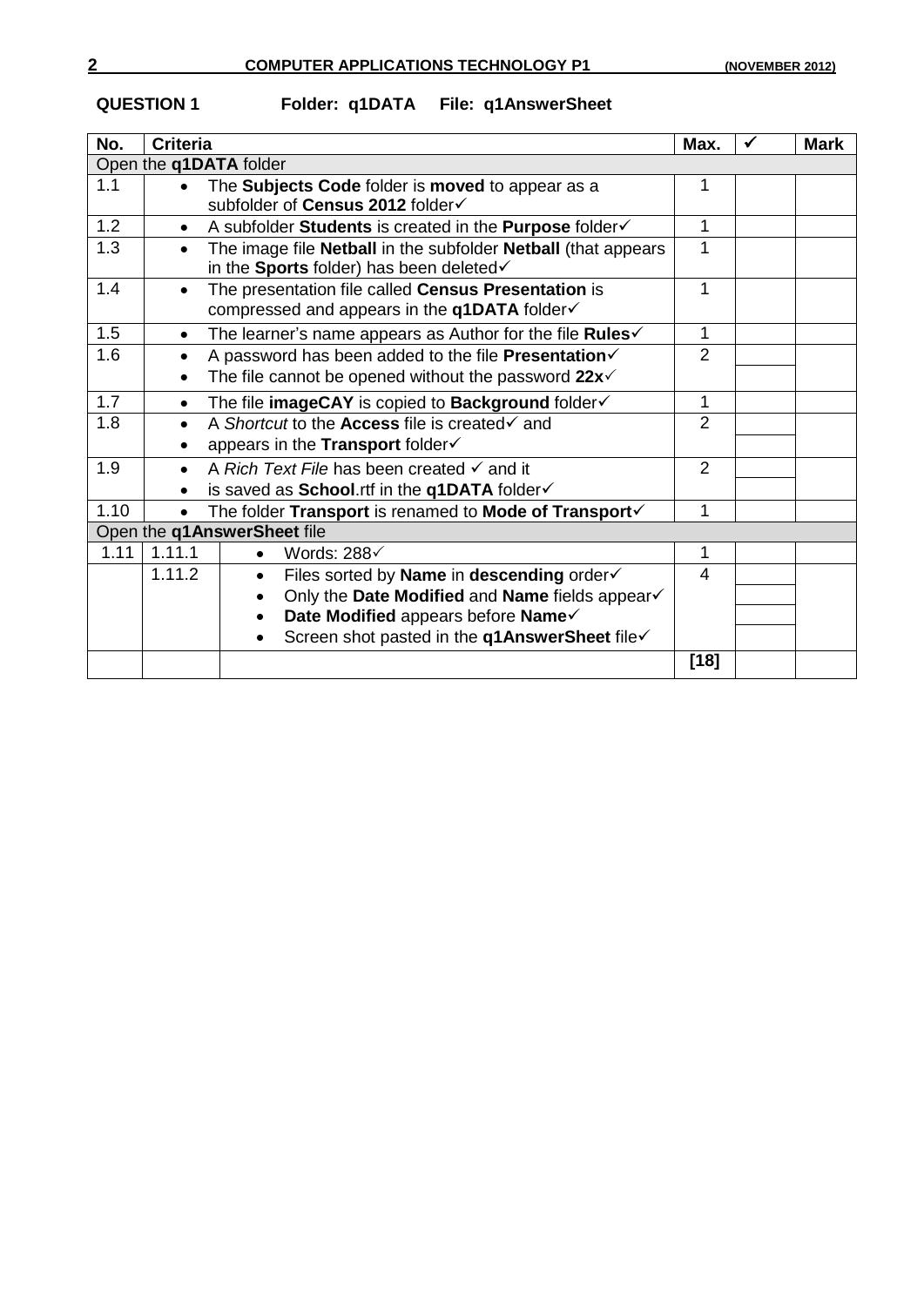**QUESTION 1 Folder: q1DATA File: q1AnswerSheet**

| No. | Criteria | | Max. | ✓ | Mark |
|---|---|---|---|---|---|
| Open the **q1DATA** folder | | | | | |
| 1.1 | • The **Subjects Code** folder is **moved** to appear as a subfolder of **Census 2012** folder✓ | | 1 | | |
| 1.2 | • A subfolder **Students** is created in the **Purpose** folder✓ | | 1 | | |
| 1.3 | • The image file **Netball** in the subfolder **Netball** (that appears in the **Sports** folder) has been deleted✓ | | 1 | | |
| 1.4 | • The presentation file called **Census Presentation** is compressed and appears in the **q1DATA** folder✓ | | 1 | | |
| 1.5 | • The learner's name appears as Author for the file **Rules**✓ | | 1 | | |
| 1.6 | • A password has been added to the file **Presentation**✓<br>• The file cannot be opened without the password **22x**✓ | | 2 | | |
| 1.7 | • The file **imageCAY** is copied to **Background** folder✓ | | 1 | | |
| 1.8 | • A *Shortcut* to the **Access** file is created✓ and<br>• appears in the **Transport** folder✓ | | 2 | | |
| 1.9 | • A *Rich Text File* has been created ✓ and it<br>• is saved as **School**.rtf in the **q1DATA** folder✓ | | 2 | | |
| 1.10 | • The folder **Transport** is renamed to **Mode of Transport**✓ | | 1 | | |
| Open the **q1AnswerSheet** file | | | | | |
| 1.11 | 1.11.1 | • Words: 288✓ | 1 | | |
| | 1.11.2 | • Files sorted by **Name** in **descending** order✓<br>• Only the **Date Modified** and **Name** fields appear✓<br>• **Date Modified** appears before **Name**✓<br>• Screen shot pasted in the **q1AnswerSheet** file✓ | 4 | | |
| | | | **[18]** | | |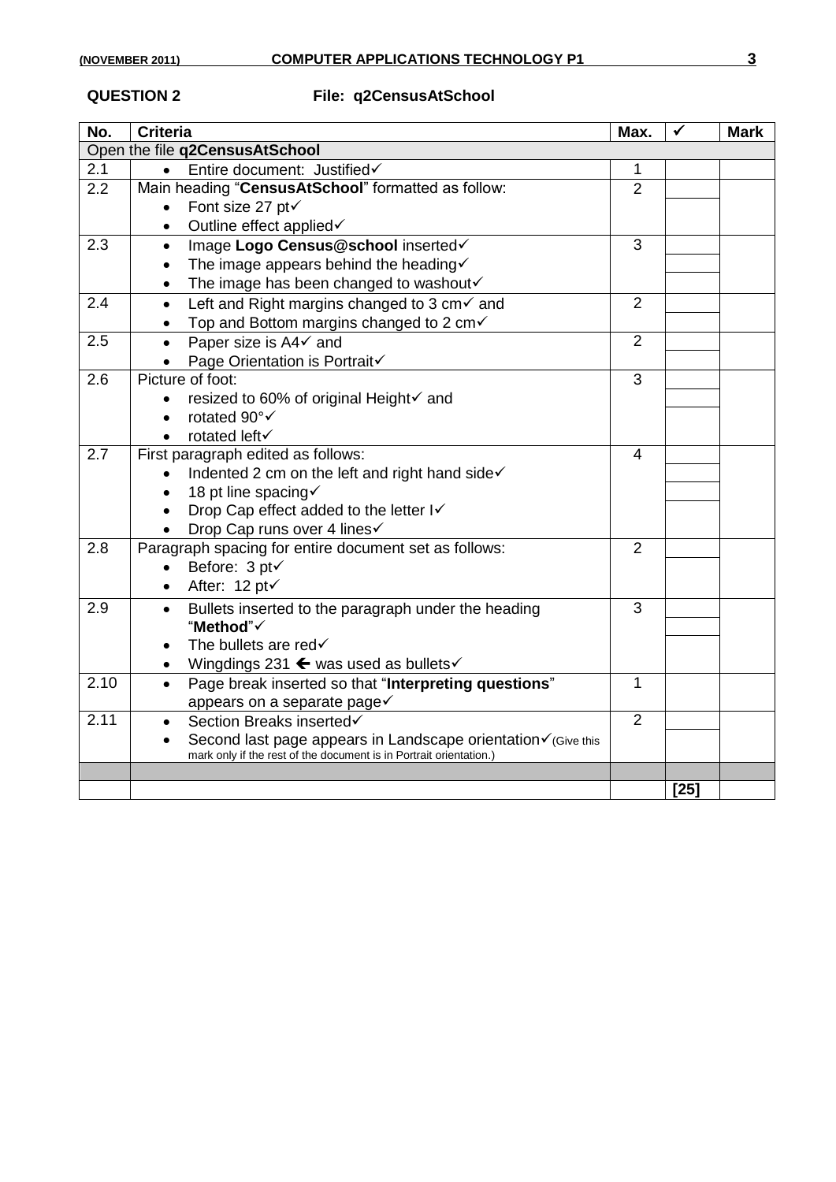**QUESTION 2　　　　　File: q2CensusAtSchool**

| No. | Criteria | Max. | ✓ | Mark |
|---|---|---|---|---|
| Open the file **q2CensusAtSchool** | | | | |
| 2.1 | • Entire document: Justified✓ | 1 | | |
| 2.2 | Main heading "**CensusAtSchool**" formatted as follow:<br>• Font size 27 pt✓<br>• Outline effect applied✓ | 2 | | |
| 2.3 | • Image **Logo Census@school** inserted✓<br>• The image appears behind the heading✓<br>• The image has been changed to washout✓ | 3 | | |
| 2.4 | • Left and Right margins changed to 3 cm✓ and<br>• Top and Bottom margins changed to 2 cm✓ | 2 | | |
| 2.5 | • Paper size is A4✓ and<br>• Page Orientation is Portrait✓ | 2 | | |
| 2.6 | Picture of foot:<br>• resized to 60% of original Height✓ and<br>• rotated 90°✓<br>• rotated left✓ | 3 | | |
| 2.7 | First paragraph edited as follows:<br>• Indented 2 cm on the left and right hand side✓<br>• 18 pt line spacing✓<br>• Drop Cap effect added to the letter I✓<br>• Drop Cap runs over 4 lines✓ | 4 | | |
| 2.8 | Paragraph spacing for entire document set as follows:<br>• Before: 3 pt✓<br>• After: 12 pt✓ | 2 | | |
| 2.9 | • Bullets inserted to the paragraph under the heading "**Method**"✓<br>• The bullets are red✓<br>• Wingdings 231 ← was used as bullets✓ | 3 | | |
| 2.10 | • Page break inserted so that "**Interpreting questions**" appears on a separate page✓ | 1 | | |
| 2.11 | • Section Breaks inserted✓<br>• Second last page appears in Landscape orientation✓(Give this mark only if the rest of the document is in Portrait orientation.) | 2 | | |
| | | | | |
| | | | **[25]** | |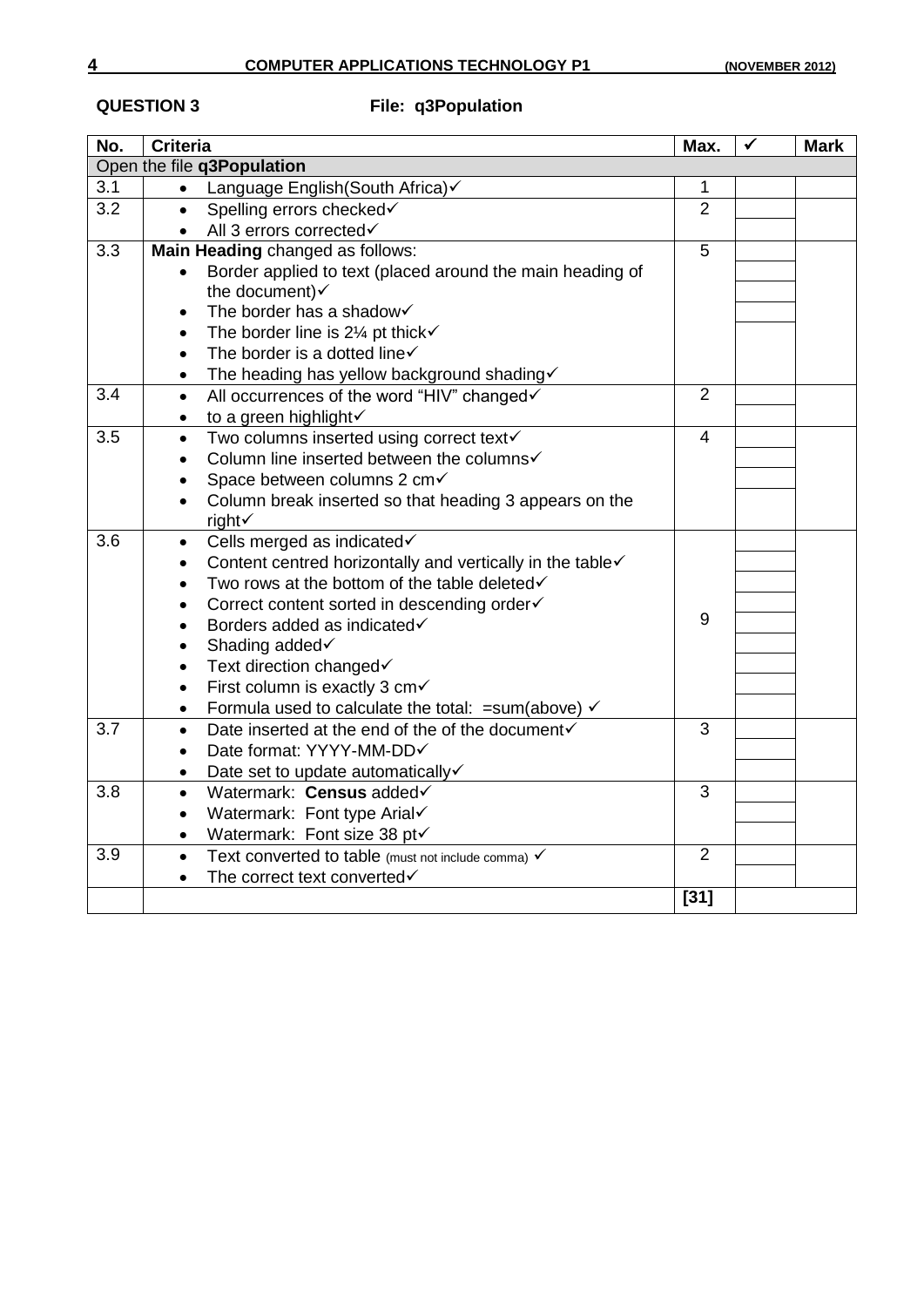**QUESTION 3** **File: q3Population**

| No. | Criteria | Max. | ✓ | Mark |
|---|---|---|---|---|
| Open the file **q3Population** | | | | |
| 3.1 | • Language English(South Africa)✓ | 1 | | |
| 3.2 | • Spelling errors checked✓<br>• All 3 errors corrected✓ | 2 | | |
| 3.3 | **Main Heading** changed as follows:<br>• Border applied to text (placed around the main heading of the document)✓<br>• The border has a shadow✓<br>• The border line is 2¼ pt thick✓<br>• The border is a dotted line✓<br>• The heading has yellow background shading✓ | 5 | | |
| 3.4 | • All occurrences of the word "HIV" changed✓<br>• to a green highlight✓ | 2 | | |
| 3.5 | • Two columns inserted using correct text✓<br>• Column line inserted between the columns✓<br>• Space between columns 2 cm✓<br>• Column break inserted so that heading 3 appears on the right✓ | 4 | | |
| 3.6 | • Cells merged as indicated✓<br>• Content centred horizontally and vertically in the table✓<br>• Two rows at the bottom of the table deleted✓<br>• Correct content sorted in descending order✓<br>• Borders added as indicated✓<br>• Shading added✓<br>• Text direction changed✓<br>• First column is exactly 3 cm✓<br>• Formula used to calculate the total: =sum(above) ✓ | 9 | | |
| 3.7 | • Date inserted at the end of the of the document✓<br>• Date format: YYYY-MM-DD✓<br>• Date set to update automatically✓ | 3 | | |
| 3.8 | • Watermark: **Census** added✓<br>• Watermark: Font type Arial✓<br>• Watermark: Font size 38 pt✓ | 3 | | |
| 3.9 | • Text converted to table (must not include comma) ✓<br>• The correct text converted✓ | 2 | | |
| | | **[31]** | | |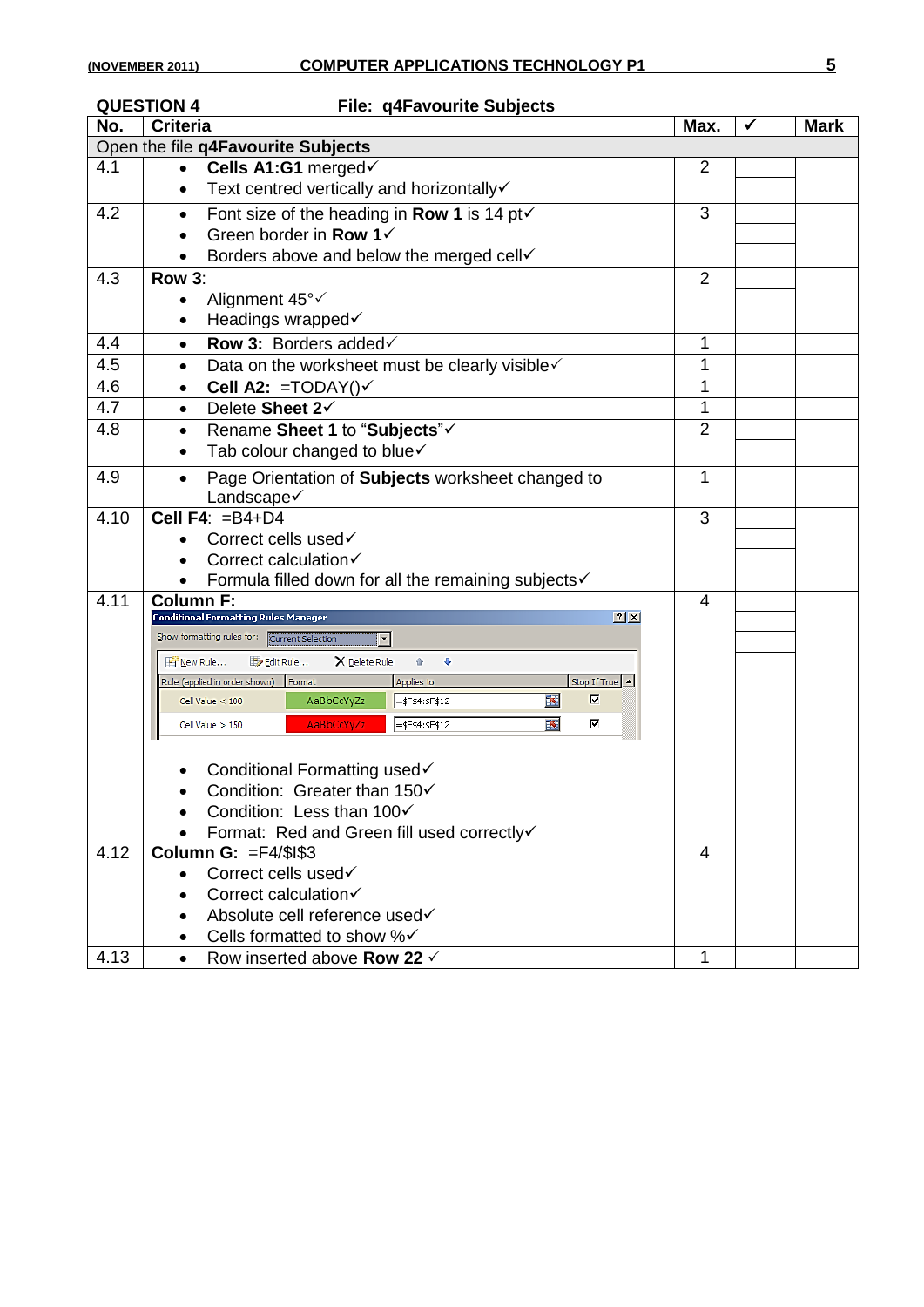## QUESTION 4 File: q4Favourite Subjects

| No. | Criteria | Max. | ✓ | Mark |
|---|---|---|---|---|
| Open the file **q4Favourite Subjects** | | | | |
| 4.1 | • **Cells A1:G1** merged✓<br>• Text centred vertically and horizontally✓ | 2 | | |
| 4.2 | • Font size of the heading in **Row 1** is 14 pt✓<br>• Green border in **Row 1**✓<br>• Borders above and below the merged cell✓ | 3 | | |
| 4.3 | **Row 3**:<br>• Alignment 45°✓<br>• Headings wrapped✓ | 2 | | |
| 4.4 | • **Row 3:** Borders added✓ | 1 | | |
| 4.5 | • Data on the worksheet must be clearly visible✓ | 1 | | |
| 4.6 | • **Cell A2:** =TODAY()✓ | 1 | | |
| 4.7 | • Delete **Sheet 2**✓ | 1 | | |
| 4.8 | • Rename **Sheet 1** to "**Subjects**"✓<br>• Tab colour changed to blue✓ | 2 | | |
| 4.9 | • Page Orientation of **Subjects** worksheet changed to Landscape✓ | 1 | | |
| 4.10 | **Cell F4**: =B4+D4<br>• Correct cells used✓<br>• Correct calculation✓<br>• Formula filled down for all the remaining subjects✓ | 3 | | |
| 4.11 | **Column F:**<br>Conditional Formatting Rules Manager<br>Show formatting rules for: Current Selection<br>New Rule... Edit Rule... Delete Rule<br>Rule (applied in order shown) \| Format \| Applies to \| Stop If True<br>Cell Value < 100 \| AaBbCcYyZz \| =$F$4:$F$12 \| ☑<br>Cell Value > 150 \| AaBbCcYyZz \| =$F$4:$F$12 \| ☑<br>• Conditional Formatting used✓<br>• Condition: Greater than 150✓<br>• Condition: Less than 100✓<br>• Format: Red and Green fill used correctly✓ | 4 | | |
| 4.12 | **Column G:** =F4/$I$3<br>• Correct cells used✓<br>• Correct calculation✓<br>• Absolute cell reference used✓<br>• Cells formatted to show %✓ | 4 | | |
| 4.13 | • Row inserted above **Row 22** ✓ | 1 | | |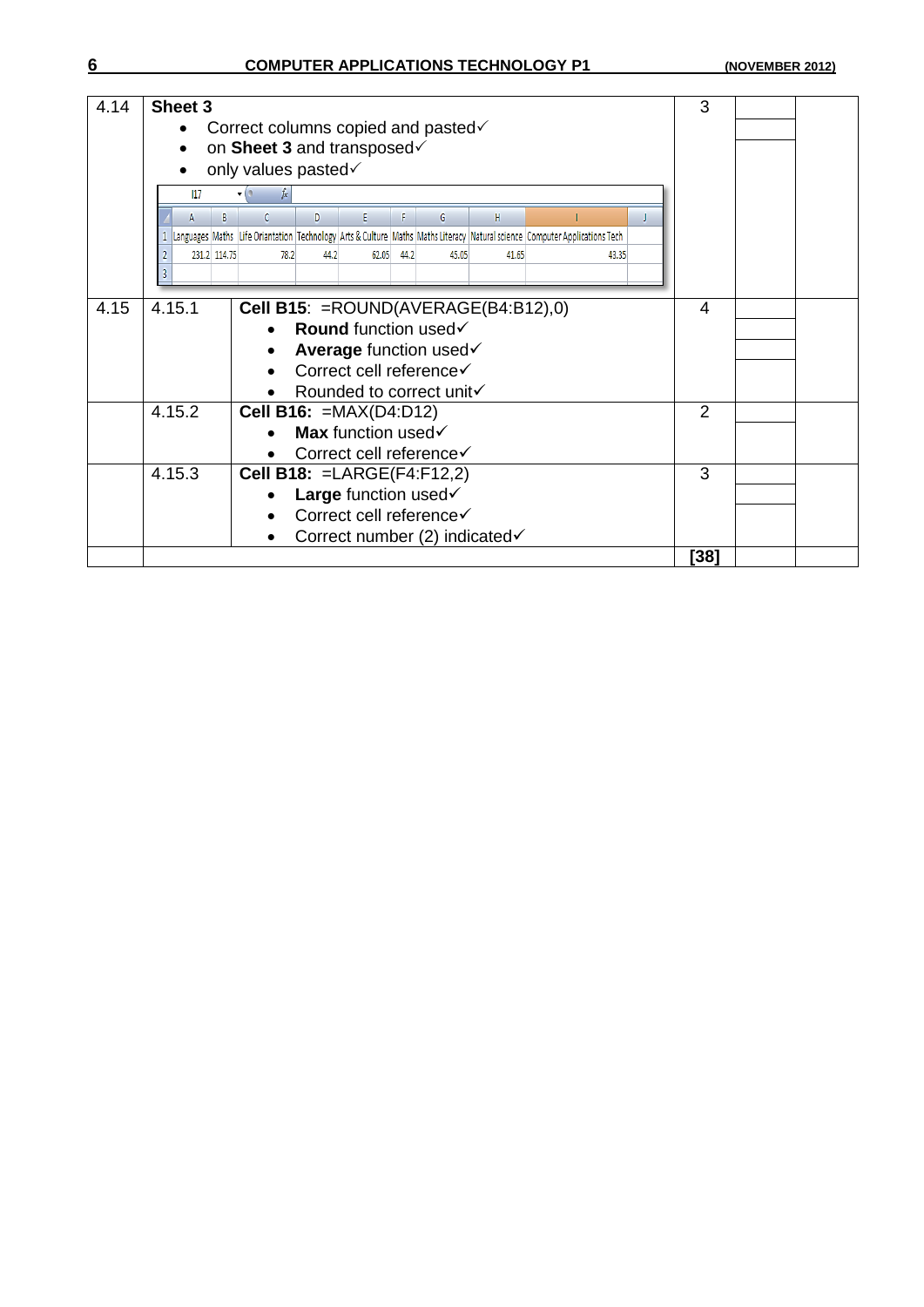| | | | | | |
|---|---|---|---|---|---|
| 4.14 | **Sheet 3** <br> • Correct columns copied and pasted✓ <br> • on **Sheet 3** and transposed✓ <br> • only values pasted✓ | | 3 | | |
| | | | | | |

| | A | B | C | D | E | F | G | H | I | J |
|---|---|---|---|---|---|---|---|---|---|---|
| 1 | Languages | Maths | Life Oriantation | Technology | Arts & Culture | Maths | Maths Literacy | Natural science | Computer Applications Tech | |
| 2 | 231.2 | 114.75 | 78.2 | 44.2 | 62.05 | 44.2 | 45.05 | 41.65 | 43.35 | |
| 3 | | | | | | | | | | |

| | | | | | |
|---|---|---|---|---|---|
| 4.15 | 4.15.1 | **Cell B15**: =ROUND(AVERAGE(B4:B12),0) <br> • **Round** function used✓ <br> • **Average** function used✓ <br> • Correct cell reference✓ <br> • Rounded to correct unit✓ | 4 | | |
| | 4.15.2 | **Cell B16:** =MAX(D4:D12) <br> • **Max** function used✓ <br> • Correct cell reference✓ | 2 | | |
| | 4.15.3 | **Cell B18:** =LARGE(F4:F12,2) <br> • **Large** function used✓ <br> • Correct cell reference✓ <br> • Correct number (2) indicated✓ | 3 | | |
| | | | **[38]** | | |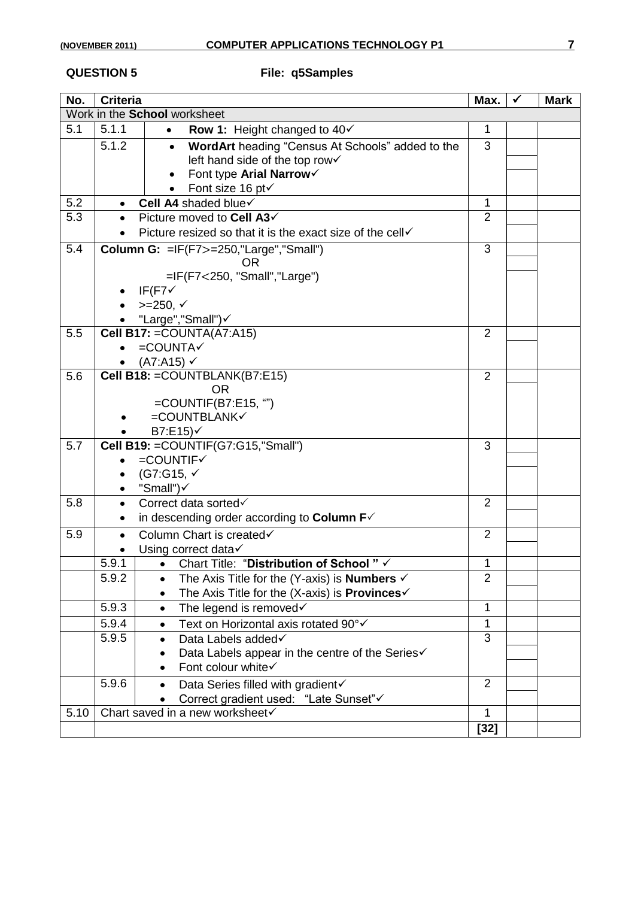**QUESTION 5** **File: q5Samples**

| No. | Criteria | | Max. | ✓ | Mark |
|---|---|---|---|---|---|
| Work in the **School** worksheet | | | | | |
| 5.1 | 5.1.1 | • **Row 1:** Height changed to 40✓ | 1 | | |
| | 5.1.2 | • **WordArt** heading "Census At Schools" added to the left hand side of the top row✓<br>• Font type **Arial Narrow**✓<br>• Font size 16 pt✓ | 3 | | |
| 5.2 | • **Cell A4** shaded blue✓ | | 1 | | |
| 5.3 | • Picture moved to **Cell A3**✓<br>• Picture resized so that it is the exact size of the cell✓ | | 2 | | |
| 5.4 | **Column G:** =IF(F7>=250,"Large","Small")<br>OR<br>=IF(F7<250, "Small","Large")<br>• IF(F7✓<br>• >=250, ✓<br>• "Large","Small")✓ | | 3 | | |
| 5.5 | **Cell B17:** =COUNTA(A7:A15)<br>• =COUNTA✓<br>• (A7:A15) ✓ | | 2 | | |
| 5.6 | **Cell B18:** =COUNTBLANK(B7:E15)<br>OR<br>=COUNTIF(B7:E15, "")<br>• =COUNTBLANK✓<br>• B7:E15)✓ | | 2 | | |
| 5.7 | **Cell B19:** =COUNTIF(G7:G15,"Small")<br>• =COUNTIF✓<br>• (G7:G15, ✓<br>• "Small")✓ | | 3 | | |
| 5.8 | • Correct data sorted✓<br>• in descending order according to **Column F**✓ | | 2 | | |
| 5.9 | • Column Chart is created✓<br>• Using correct data✓ | | 2 | | |
| | 5.9.1 | • Chart Title: "**Distribution of School** " ✓ | 1 | | |
| | 5.9.2 | • The Axis Title for the (Y-axis) is **Numbers** ✓<br>• The Axis Title for the (X-axis) is **Provinces**✓ | 2 | | |
| | 5.9.3 | • The legend is removed✓ | 1 | | |
| | 5.9.4 | • Text on Horizontal axis rotated 90°✓ | 1 | | |
| | 5.9.5 | • Data Labels added✓<br>• Data Labels appear in the centre of the Series✓<br>• Font colour white✓ | 3 | | |
| | 5.9.6 | • Data Series filled with gradient✓<br>• Correct gradient used: "Late Sunset"✓ | 2 | | |
| 5.10 | Chart saved in a new worksheet✓ | | 1 | | |
| | | | **[32]** | | |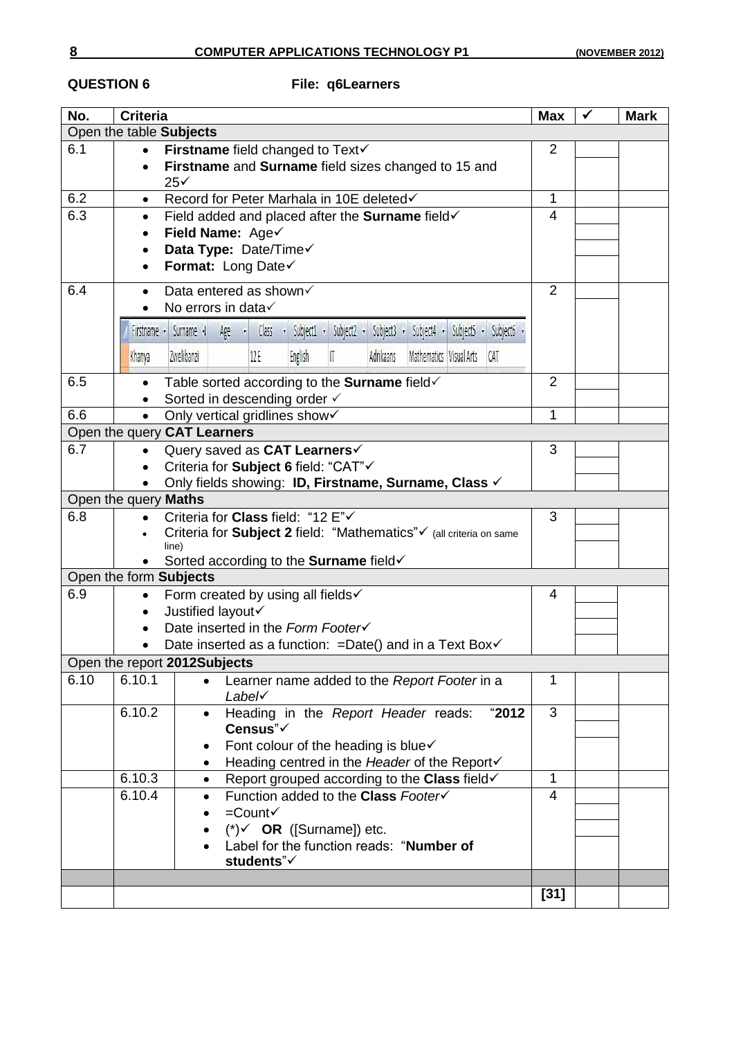**QUESTION 6** File: q6Learners

| No. | Criteria | | Max | ✓ | Mark |
|---|---|---|---|---|---|
| Open the table **Subjects** | | | | | |
| 6.1 | • **Firstname** field changed to Text✓<br>• **Firstname** and **Surname** field sizes changed to 15 and 25✓ | | 2 | | |
| 6.2 | • Record for Peter Marhala in 10E deleted✓ | | 1 | | |
| 6.3 | • Field added and placed after the **Surname** field✓<br>• **Field Name:** Age✓<br>• **Data Type:** Date/Time✓<br>• **Format:** Long Date✓ | | 4 | | |
| 6.4 | • Data entered as shown✓<br>• No errors in data✓<br>Firstname: Khanya; Surname: Zwelibanzi; Age: ; Class: 12 E; Subject1: English; Subject2: IT; Subject3: Afrikaans; Subject4: Mathematics; Subject5: Visual Arts; Subject6: CAT | | 2 | | |
| 6.5 | • Table sorted according to the **Surname** field✓<br>• Sorted in descending order ✓ | | 2 | | |
| 6.6 | • Only vertical gridlines show✓ | | 1 | | |
| Open the query **CAT Learners** | | | | | |
| 6.7 | • Query saved as **CAT Learners**✓<br>• Criteria for **Subject 6** field: "CAT"✓<br>• Only fields showing: **ID, Firstname, Surname, Class** ✓ | | 3 | | |
| Open the query **Maths** | | | | | |
| 6.8 | • Criteria for **Class** field: "12 E"✓<br>• Criteria for **Subject 2** field: "Mathematics"✓ (all criteria on same line)<br>• Sorted according to the **Surname** field✓ | | 3 | | |
| Open the form **Subjects** | | | | | |
| 6.9 | • Form created by using all fields✓<br>• Justified layout✓<br>• Date inserted in the *Form Footer*✓<br>• Date inserted as a function: =Date() and in a Text Box✓ | | 4 | | |
| Open the report **2012Subjects** | | | | | |
| 6.10 | 6.10.1 | • Learner name added to the *Report Footer* in a *Label*✓ | 1 | | |
| | 6.10.2 | • Heading in the *Report Header* reads: "**2012 Census**"✓<br>• Font colour of the heading is blue✓<br>• Heading centred in the *Header* of the Report✓ | 3 | | |
| | 6.10.3 | • Report grouped according to the **Class** field✓ | 1 | | |
| | 6.10.4 | • Function added to the **Class** *Footer*✓<br>• =Count✓<br>• (*)✓ **OR** ([Surname]) etc.<br>• Label for the function reads: "**Number of students**"✓ | 4 | | |
| | | | | | |
| | | | **[31]** | | |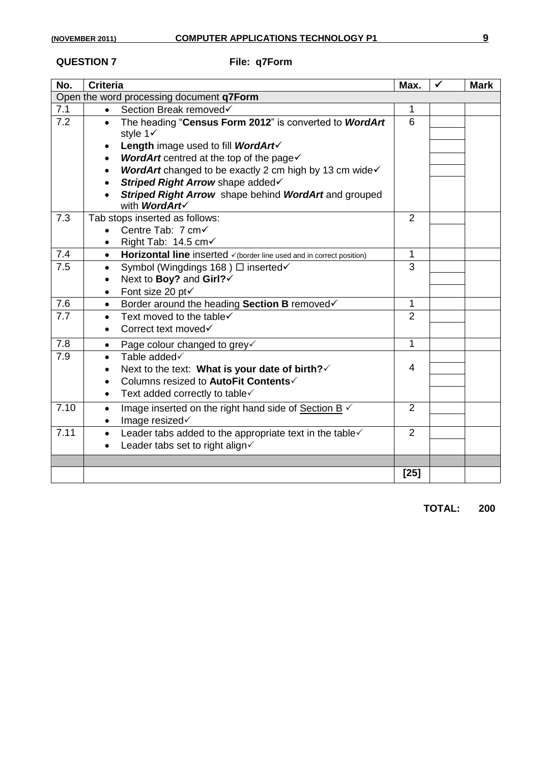**QUESTION 7** **File: q7Form**

| No. | Criteria | Max. | ✓ | Mark |
|---|---|---|---|---|
| Open the word processing document **q7Form** | | | | |
| 7.1 | • Section Break removed✓ | 1 | | |
| 7.2 | • The heading "**Census Form 2012**" is converted to ***WordArt*** style 1✓<br>• **Length** image used to fill ***WordArt***✓<br>• ***WordArt*** centred at the top of the page✓<br>• ***WordArt*** changed to be exactly 2 cm high by 13 cm wide✓<br>• ***Striped Right Arrow*** shape added✓<br>• ***Striped Right Arrow*** shape behind ***WordArt*** and grouped with ***WordArt***✓ | 6 | | |
| 7.3 | Tab stops inserted as follows:<br>• Centre Tab: 7 cm✓<br>• Right Tab: 14.5 cm✓ | 2 | | |
| 7.4 | • **Horizontal line** inserted ✓(border line used and in correct position) | 1 | | |
| 7.5 | • Symbol (Wingdings 168 ) ☐ inserted✓<br>• Next to **Boy?** and **Girl?**✓<br>• Font size 20 pt✓ | 3 | | |
| 7.6 | • Border around the heading **Section B** removed✓ | 1 | | |
| 7.7 | • Text moved to the table✓<br>• Correct text moved✓ | 2 | | |
| 7.8 | • Page colour changed to grey✓ | 1 | | |
| 7.9 | • Table added✓<br>• Next to the text: **What is your date of birth?**✓<br>• Columns resized to **AutoFit Contents**✓<br>• Text added correctly to table✓ | 4 | | |
| 7.10 | • Image inserted on the right hand side of Section B ✓<br>• Image resized✓ | 2 | | |
| 7.11 | • Leader tabs added to the appropriate text in the table✓<br>• Leader tabs set to right align✓ | 2 | | |
| | | | | |
| | | **[25]** | | |

**TOTAL: 200**